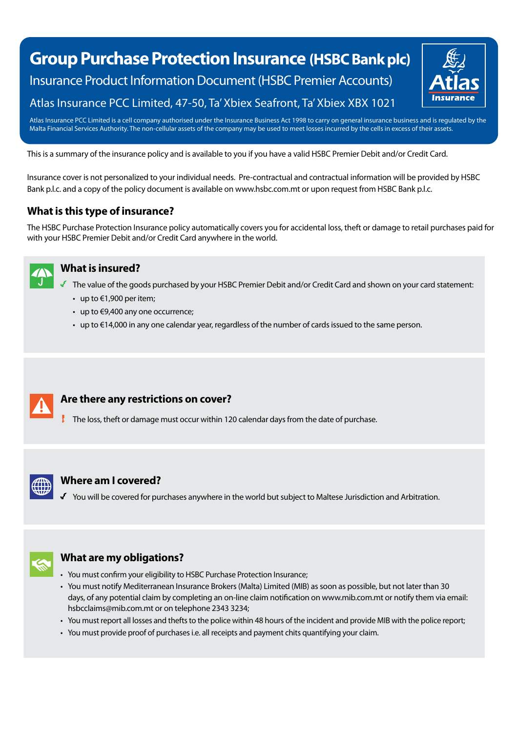# Group Purchase Protection Insurance (HSBC Bank plc)

## Insurance Product Information Document (HSBC Premier Accounts)

Atlas Insurance PCC Limited, 47-50, Ta' Xbiex Seafront, Ta' Xbiex XBX 1021

Atlas Insurance PCC Limited is a cell company authorised under the Insurance Business Act 1998 to carry on general insurance business and is regulated by the Malta Financial Services Authority. The non-cellular assets of the company may be used to meet losses incurred by the cells in excess of their assets.

This is a summary of the insurance policy and is available to you if you have a valid HSBC Premier Debit and/or Credit Card.

Insurance cover is not personalized to your individual needs. Pre-contractual and contractual information will be provided by HSBC Bank p.l.c. and a copy of the policy document is available on www.hsbc.com.mt or upon request from HSBC Bank p.l.c.

## What is this type of insurance?

The HSBC Purchase Protection Insurance policy automatically covers you for accidental loss, theft or damage to retail purchases paid for with your HSBC Premier Debit and/or Credit Card anywhere in the world.

### What is insured?

- ✓ The value of the goods purchased by your HSBC Premier Debit and/or Credit Card and shown on your card statement:
  - up to €1,900 per item;
  - up to €9,400 any one occurrence;
  - up to €14,000 in any one calendar year, regardless of the number of cards issued to the same person.

### Are there any restrictions on cover?

- ! The loss, theft or damage must occur within 120 calendar days from the date of purchase.

### Where am I covered?

- ✓ You will be covered for purchases anywhere in the world but subject to Maltese Jurisdiction and Arbitration.

### What are my obligations?

- You must confirm your eligibility to HSBC Purchase Protection Insurance;
- You must notify Mediterranean Insurance Brokers (Malta) Limited (MIB) as soon as possible, but not later than 30 days, of any potential claim by completing an on-line claim notification on www.mib.com.mt or notify them via email: hsbcclaims@mib.com.mt or on telephone 2343 3234;
- You must report all losses and thefts to the police within 48 hours of the incident and provide MIB with the police report;
- You must provide proof of purchases i.e. all receipts and payment chits quantifying your claim.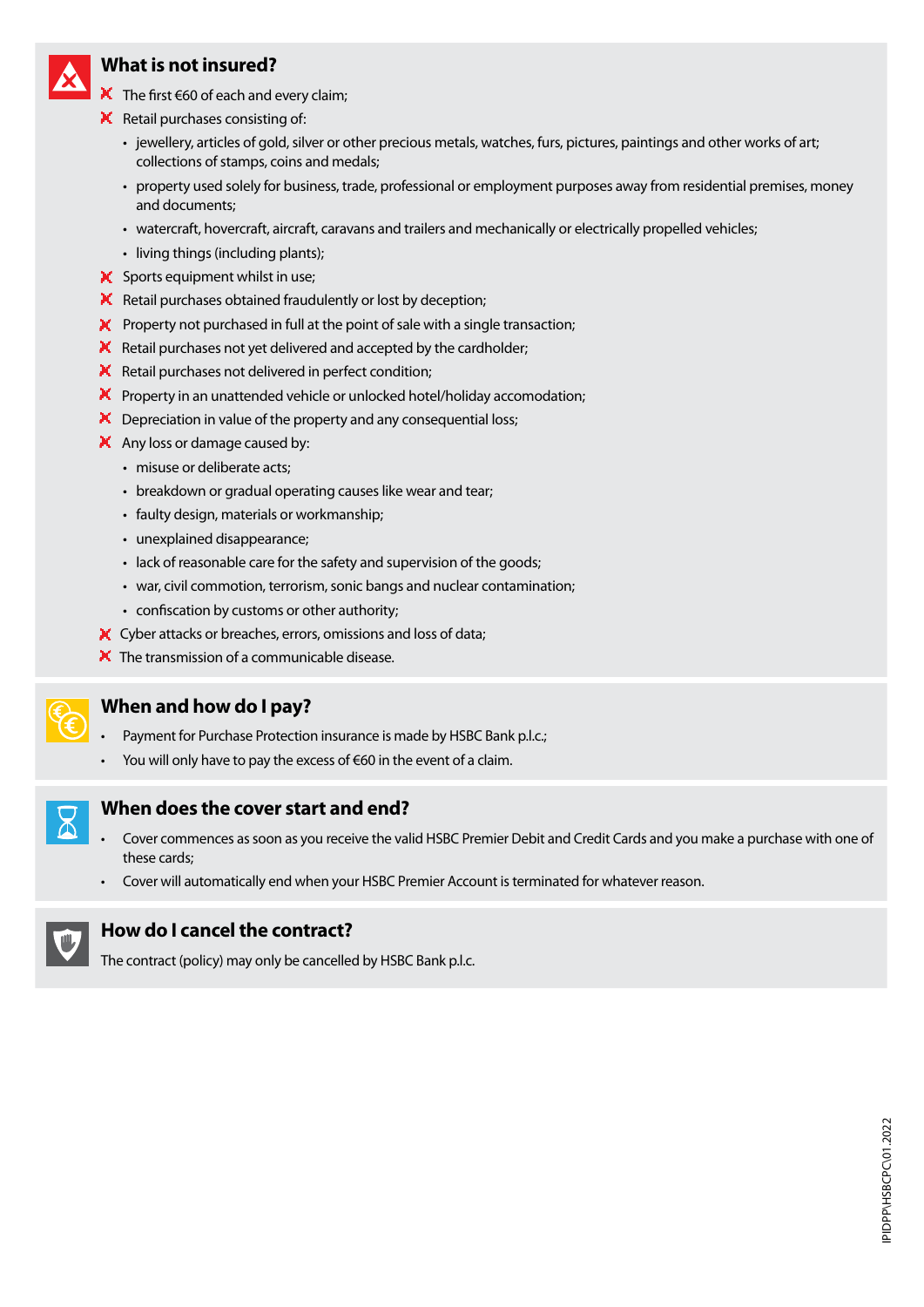## What is not insured?

- ✗ The first €60 of each and every claim;
- ✗ Retail purchases consisting of:
  - jewellery, articles of gold, silver or other precious metals, watches, furs, pictures, paintings and other works of art; collections of stamps, coins and medals;
  - property used solely for business, trade, professional or employment purposes away from residential premises, money and documents;
  - watercraft, hovercraft, aircraft, caravans and trailers and mechanically or electrically propelled vehicles;
  - living things (including plants);
- ✗ Sports equipment whilst in use;
- ✗ Retail purchases obtained fraudulently or lost by deception;
- ✗ Property not purchased in full at the point of sale with a single transaction;
- ✗ Retail purchases not yet delivered and accepted by the cardholder;
- ✗ Retail purchases not delivered in perfect condition;
- ✗ Property in an unattended vehicle or unlocked hotel/holiday accomodation;
- ✗ Depreciation in value of the property and any consequential loss;
- ✗ Any loss or damage caused by:
  - misuse or deliberate acts;
  - breakdown or gradual operating causes like wear and tear;
  - faulty design, materials or workmanship;
  - unexplained disappearance;
  - lack of reasonable care for the safety and supervision of the goods;
  - war, civil commotion, terrorism, sonic bangs and nuclear contamination;
  - confiscation by customs or other authority;
- ✗ Cyber attacks or breaches, errors, omissions and loss of data;
- ✗ The transmission of a communicable disease.

## When and how do I pay?

- Payment for Purchase Protection insurance is made by HSBC Bank p.l.c.;
- You will only have to pay the excess of €60 in the event of a claim.

## When does the cover start and end?

- Cover commences as soon as you receive the valid HSBC Premier Debit and Credit Cards and you make a purchase with one of these cards;
- Cover will automatically end when your HSBC Premier Account is terminated for whatever reason.

## How do I cancel the contract?

The contract (policy) may only be cancelled by HSBC Bank p.l.c.

IPIDPP\HSBCPC\01.2022